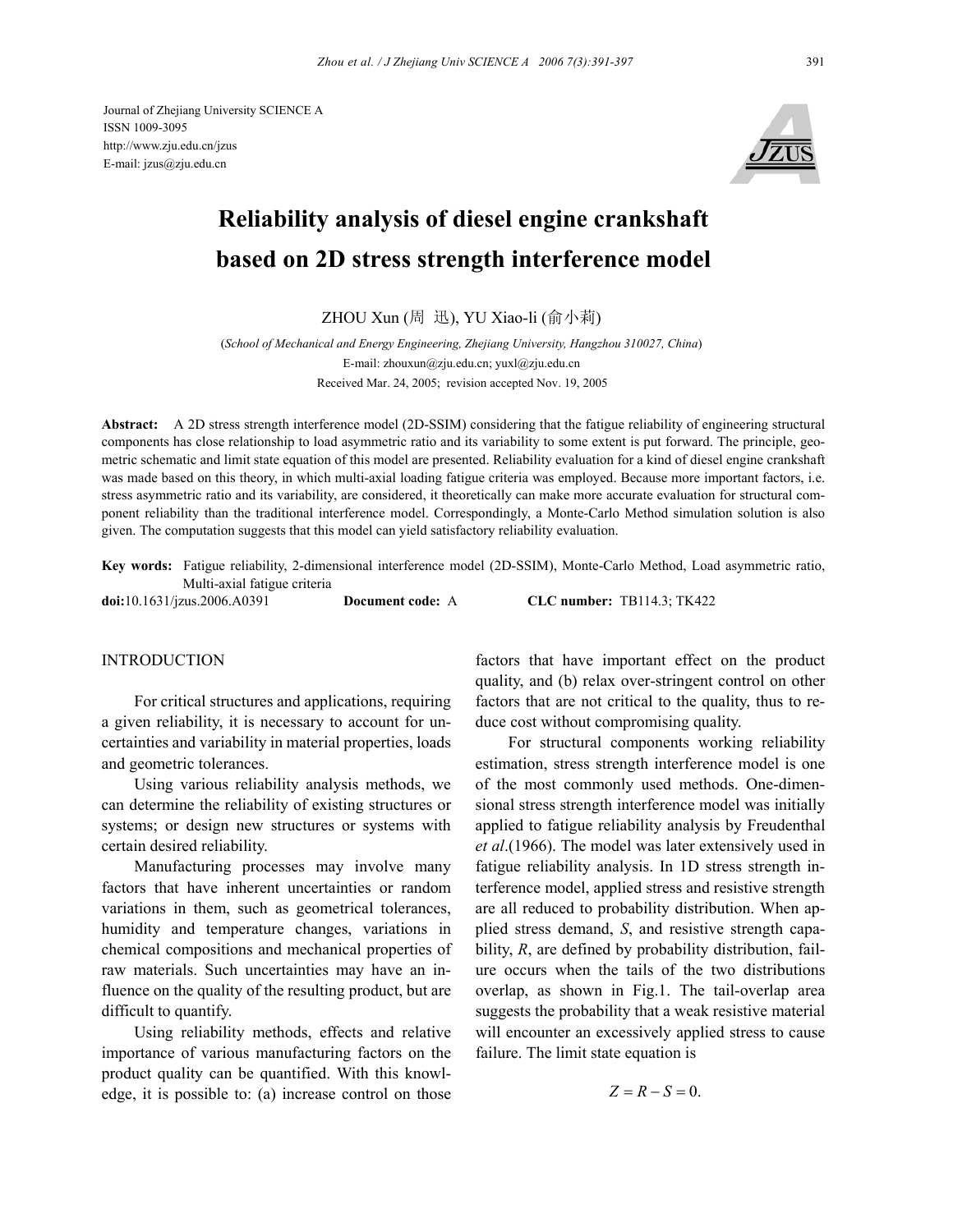Journal of Zhejiang University SCIENCE A
ISSN 1009-3095
http://www.zju.edu.cn/jzus
E-mail: jzus@zju.edu.cn

# Reliability analysis of diesel engine crankshaft based on 2D stress strength interference model

ZHOU Xun (周 迅), YU Xiao-li (俞小莉)

(*School of Mechanical and Energy Engineering, Zhejiang University, Hangzhou 310027, China*)
E-mail: zhouxun@zju.edu.cn; yuxl@zju.edu.cn
Received Mar. 24, 2005; revision accepted Nov. 19, 2005

**Abstract:** A 2D stress strength interference model (2D-SSIM) considering that the fatigue reliability of engineering structural components has close relationship to load asymmetric ratio and its variability to some extent is put forward. The principle, geometric schematic and limit state equation of this model are presented. Reliability evaluation for a kind of diesel engine crankshaft was made based on this theory, in which multi-axial loading fatigue criteria was employed. Because more important factors, i.e. stress asymmetric ratio and its variability, are considered, it theoretically can make more accurate evaluation for structural component reliability than the traditional interference model. Correspondingly, a Monte-Carlo Method simulation solution is also given. The computation suggests that this model can yield satisfactory reliability evaluation.

**Key words:** Fatigue reliability, 2-dimensional interference model (2D-SSIM), Monte-Carlo Method, Load asymmetric ratio, Multi-axial fatigue criteria

**doi:**10.1631/jzus.2006.A0391 **Document code:** A **CLC number:** TB114.3; TK422

## INTRODUCTION

For critical structures and applications, requiring a given reliability, it is necessary to account for uncertainties and variability in material properties, loads and geometric tolerances.

Using various reliability analysis methods, we can determine the reliability of existing structures or systems; or design new structures or systems with certain desired reliability.

Manufacturing processes may involve many factors that have inherent uncertainties or random variations in them, such as geometrical tolerances, humidity and temperature changes, variations in chemical compositions and mechanical properties of raw materials. Such uncertainties may have an influence on the quality of the resulting product, but are difficult to quantify.

Using reliability methods, effects and relative importance of various manufacturing factors on the product quality can be quantified. With this knowledge, it is possible to: (a) increase control on those factors that have important effect on the product quality, and (b) relax over-stringent control on other factors that are not critical to the quality, thus to reduce cost without compromising quality.

For structural components working reliability estimation, stress strength interference model is one of the most commonly used methods. One-dimensional stress strength interference model was initially applied to fatigue reliability analysis by Freudenthal *et al*.(1966). The model was later extensively used in fatigue reliability analysis. In 1D stress strength interference model, applied stress and resistive strength are all reduced to probability distribution. When applied stress demand, $S$, and resistive strength capability, $R$, are defined by probability distribution, failure occurs when the tails of the two distributions overlap, as shown in Fig.1. The tail-overlap area suggests the probability that a weak resistive material will encounter an excessively applied stress to cause failure. The limit state equation is

$$Z = R - S = 0.$$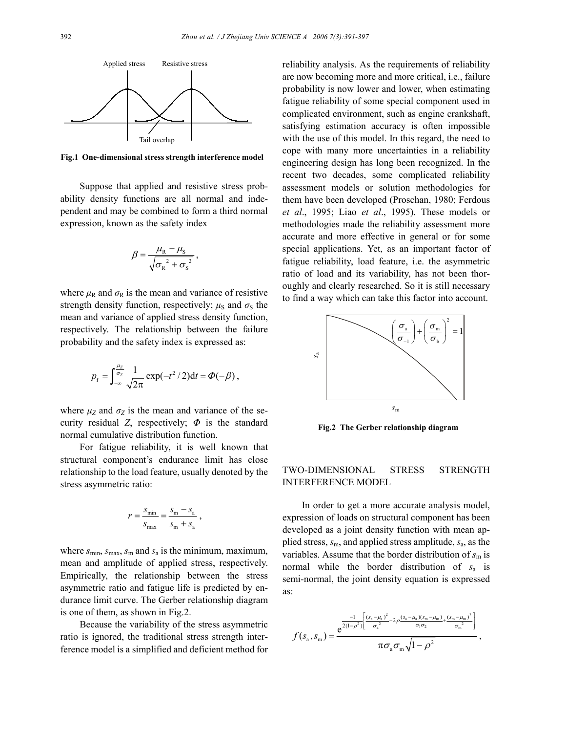Fig.1 One-dimensional stress strength interference model

Suppose that applied and resistive stress probability density functions are all normal and independent and may be combined to form a third normal expression, known as the safety index

$$\beta = \frac{\mu_R - \mu_S}{\sqrt{\sigma_R^2 + \sigma_S^2}},$$

where $\mu_R$ and $\sigma_R$ is the mean and variance of resistive strength density function, respectively; $\mu_S$ and $\sigma_S$ the mean and variance of applied stress density function, respectively. The relationship between the failure probability and the safety index is expressed as:

$$p_f = \int_{-\infty}^{\frac{\mu_Z}{\sigma_Z}} \frac{1}{\sqrt{2\pi}} \exp(-t^2/2)\mathrm{d}t = \Phi(-\beta),$$

where $\mu_Z$ and $\sigma_Z$ is the mean and variance of the security residual $Z$, respectively; $\Phi$ is the standard normal cumulative distribution function.

For fatigue reliability, it is well known that structural component's endurance limit has close relationship to the load feature, usually denoted by the stress asymmetric ratio:

$$r = \frac{s_{\min}}{s_{\max}} = \frac{s_m - s_a}{s_m + s_a},$$

where $s_{\min}$, $s_{\max}$, $s_m$ and $s_a$ is the minimum, maximum, mean and amplitude of applied stress, respectively. Empirically, the relationship between the stress asymmetric ratio and fatigue life is predicted by endurance limit curve. The Gerber relationship diagram is one of them, as shown in Fig.2.

Because the variability of the stress asymmetric ratio is ignored, the traditional stress strength interference model is a simplified and deficient method for reliability analysis. As the requirements of reliability are now becoming more and more critical, i.e., failure probability is now lower and lower, when estimating fatigue reliability of some special component used in complicated environment, such as engine crankshaft, satisfying estimation accuracy is often impossible with the use of this model. In this regard, the need to cope with many more uncertainties in a reliability engineering design has long been recognized. In the recent two decades, some complicated reliability assessment models or solution methodologies for them have been developed (Proschan, 1980; Ferdous *et al*., 1995; Liao *et al*., 1995). These models or methodologies made the reliability assessment more accurate and more effective in general or for some special applications. Yet, as an important factor of fatigue reliability, load feature, i.e. the asymmetric ratio of load and its variability, has not been thoroughly and clearly researched. So it is still necessary to find a way which can take this factor into account.

Fig.2 The Gerber relationship diagram

## TWO-DIMENSIONAL STRESS STRENGTH INTERFERENCE MODEL

In order to get a more accurate analysis model, expression of loads on structural component has been developed as a joint density function with mean applied stress, $s_m$, and applied stress amplitude, $s_a$, as the variables. Assume that the border distribution of $s_m$ is normal while the border distribution of $s_a$ is semi-normal, the joint density equation is expressed as:

$$f(s_a, s_m) = \frac{\mathrm{e}^{\frac{-1}{2(1-\rho^2)}\left[\frac{(s_a-\mu_a)^2}{\sigma_a^2} - 2\rho\frac{(s_a-\mu_a)(s_m-\mu_m)}{\sigma_1\sigma_2} + \frac{(s_m-\mu_m)^2}{\sigma_m^2}\right]}}{\pi\sigma_a\sigma_m\sqrt{1-\rho^2}},$$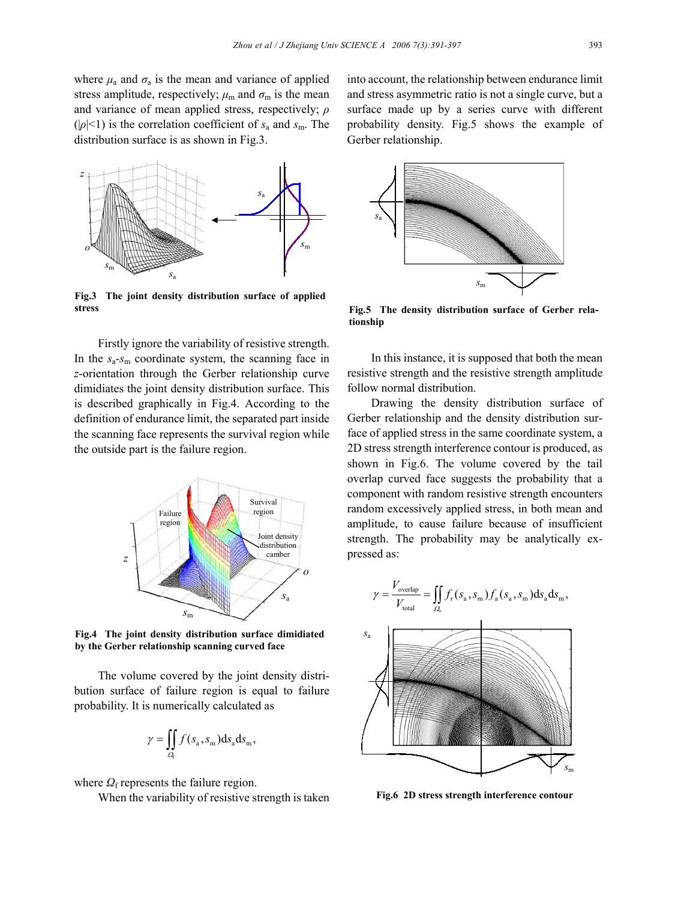where $\mu_a$ and $\sigma_a$ is the mean and variance of applied stress amplitude, respectively; $\mu_m$ and $\sigma_m$ is the mean and variance of mean applied stress, respectively; $\rho$ ($|\rho|<1$) is the correlation coefficient of $s_a$ and $s_m$. The distribution surface is as shown in Fig.3.

**Fig.3 The joint density distribution surface of applied stress**

Firstly ignore the variability of resistive strength. In the $s_a$-$s_m$ coordinate system, the scanning face in $z$-orientation through the Gerber relationship curve dimidiates the joint density distribution surface. This is described graphically in Fig.4. According to the definition of endurance limit, the separated part inside the scanning face represents the survival region while the outside part is the failure region.

**Fig.4 The joint density distribution surface dimidiated by the Gerber relationship scanning curved face**

The volume covered by the joint density distribution surface of failure region is equal to failure probability. It is numerically calculated as

$$\gamma = \iint_{\Omega_f} f(s_a, s_m) \mathrm{d}s_a \mathrm{d}s_m,$$

where $\Omega_f$ represents the failure region.

When the variability of resistive strength is taken into account, the relationship between endurance limit and stress asymmetric ratio is not a single curve, but a surface made up by a series curve with different probability density. Fig.5 shows the example of Gerber relationship.

**Fig.5 The density distribution surface of Gerber relationship**

In this instance, it is supposed that both the mean resistive strength and the resistive strength amplitude follow normal distribution.

Drawing the density distribution surface of Gerber relationship and the density distribution surface of applied stress in the same coordinate system, a 2D stress strength interference contour is produced, as shown in Fig.6. The volume covered by the tail overlap curved face suggests the probability that a component with random resistive strength encounters random excessively applied stress, in both mean and amplitude, to cause failure because of insufficient strength. The probability may be analytically expressed as:

$$\gamma = \frac{V_{\text{overlap}}}{V_{\text{total}}} = \iint_{\Omega_0} f_r(s_a, s_m) f_a(s_a, s_m) \mathrm{d}s_a \mathrm{d}s_m,$$

**Fig.6 2D stress strength interference contour**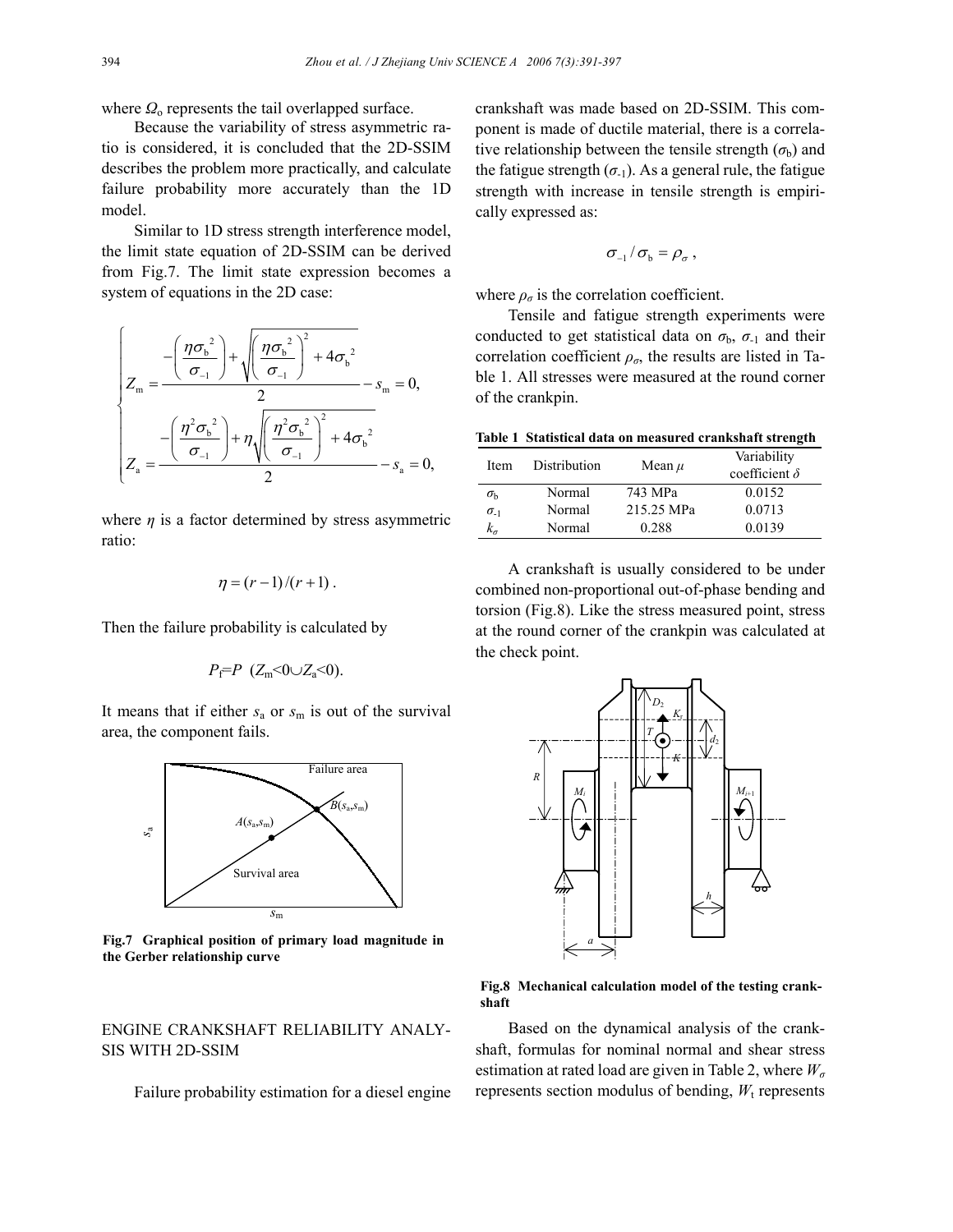where $\Omega_o$ represents the tail overlapped surface.

Because the variability of stress asymmetric ratio is considered, it is concluded that the 2D-SSIM describes the problem more practically, and calculate failure probability more accurately than the 1D model.

Similar to 1D stress strength interference model, the limit state equation of 2D-SSIM can be derived from Fig.7. The limit state expression becomes a system of equations in the 2D case:

$$
\begin{cases}
Z_{\mathrm{m}} = \dfrac{-\left(\dfrac{\eta\sigma_{\mathrm{b}}^{2}}{\sigma_{-1}}\right) + \sqrt{\left(\dfrac{\eta\sigma_{\mathrm{b}}^{2}}{\sigma_{-1}}\right)^{2} + 4\sigma_{\mathrm{b}}^{2}}}{2} - s_{\mathrm{m}} = 0, \\[3ex]
Z_{\mathrm{a}} = \dfrac{-\left(\dfrac{\eta^{2}\sigma_{\mathrm{b}}^{2}}{\sigma_{-1}}\right) + \eta\sqrt{\left(\dfrac{\eta^{2}\sigma_{\mathrm{b}}^{2}}{\sigma_{-1}}\right)^{2} + 4\sigma_{\mathrm{b}}^{2}}}{2} - s_{\mathrm{a}} = 0,
\end{cases}
$$

where $\eta$ is a factor determined by stress asymmetric ratio:

$$\eta = (r-1)/(r+1).$$

Then the failure probability is calculated by

$$P_{\mathrm{f}}=P\ (Z_{\mathrm{m}}<0 \cup Z_{\mathrm{a}}<0).$$

It means that if either $s_a$ or $s_m$ is out of the survival area, the component fails.

**Fig.7 Graphical position of primary load magnitude in the Gerber relationship curve**

## ENGINE CRANKSHAFT RELIABILITY ANALYSIS WITH 2D-SSIM

Failure probability estimation for a diesel engine crankshaft was made based on 2D-SSIM. This component is made of ductile material, there is a correlative relationship between the tensile strength ($\sigma_b$) and the fatigue strength ($\sigma_{-1}$). As a general rule, the fatigue strength with increase in tensile strength is empirically expressed as:

$$\sigma_{-1}/\sigma_{\mathrm{b}} = \rho_{\sigma},$$

where $\rho_\sigma$ is the correlation coefficient.

Tensile and fatigue strength experiments were conducted to get statistical data on $\sigma_b$, $\sigma_{-1}$ and their correlation coefficient $\rho_\sigma$, the results are listed in Table 1. All stresses were measured at the round corner of the crankpin.

**Table 1 Statistical data on measured crankshaft strength**

| Item | Distribution | Mean $\mu$ | Variability coefficient $\delta$ |
|---|---|---|---|
| $\sigma_b$ | Normal | 743 MPa | 0.0152 |
| $\sigma_{-1}$ | Normal | 215.25 MPa | 0.0713 |
| $k_\sigma$ | Normal | 0.288 | 0.0139 |

A crankshaft is usually considered to be under combined non-proportional out-of-phase bending and torsion (Fig.8). Like the stress measured point, stress at the round corner of the crankpin was calculated at the check point.

**Fig.8 Mechanical calculation model of the testing crankshaft**

Based on the dynamical analysis of the crankshaft, formulas for nominal normal and shear stress estimation at rated load are given in Table 2, where $W_\sigma$ represents section modulus of bending, $W_t$ represents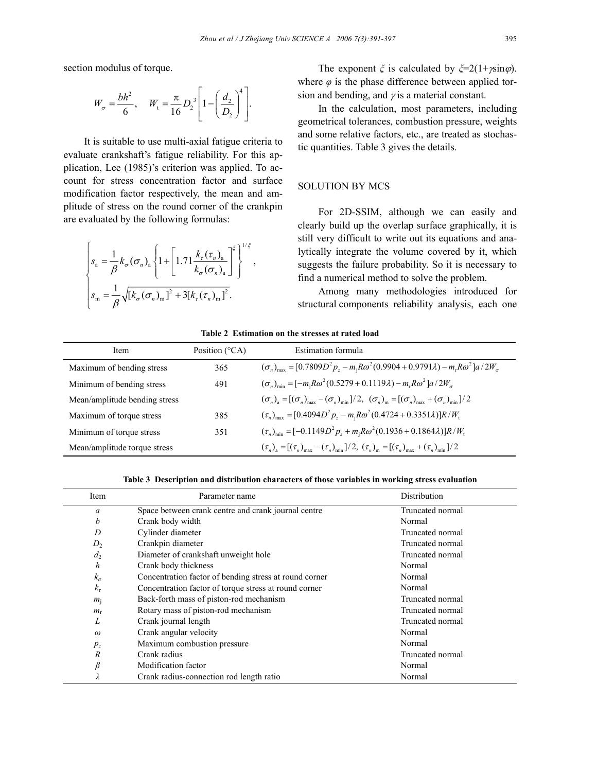section modulus of torque.

$$W_\sigma = \frac{bh^2}{6}, \quad W_t = \frac{\pi}{16} D_2^3 \left[ 1 - \left( \frac{d_2}{D_2} \right)^4 \right].$$

It is suitable to use multi-axial fatigue criteria to evaluate crankshaft's fatigue reliability. For this application, Lee (1985)'s criterion was applied. To account for stress concentration factor and surface modification factor respectively, the mean and amplitude of stress on the round corner of the crankpin are evaluated by the following formulas:

$$\begin{cases} s_a = \dfrac{1}{\beta} k_\sigma (\sigma_n)_a \left\{ 1 + \left[ 1.71 \dfrac{k_\tau (\tau_n)_a}{k_\sigma (\sigma_n)_a} \right]^\xi \right\}^{1/\xi}, \\ s_m = \dfrac{1}{\beta} \sqrt{[k_\sigma (\sigma_n)_m]^2 + 3[k_\tau (\tau_n)_m]^2}. \end{cases}$$

The exponent $\xi$ is calculated by $\xi = 2(1+\gamma\sin\varphi)$. where $\varphi$ is the phase difference between applied torsion and bending, and $\gamma$ is a material constant.

In the calculation, most parameters, including geometrical tolerances, combustion pressure, weights and some relative factors, etc., are treated as stochastic quantities. Table 3 gives the details.

## SOLUTION BY MCS

For 2D-SSIM, although we can easily and clearly build up the overlap surface graphically, it is still very difficult to write out its equations and analytically integrate the volume covered by it, which suggests the failure probability. So it is necessary to find a numerical method to solve the problem.

Among many methodologies introduced for structural components reliability analysis, each one

**Table 2 Estimation on the stresses at rated load**

| Item | Position (°CA) | Estimation formula |
|---|---|---|
| Maximum of bending stress | 365 | $(\sigma_n)_{\max} = [0.7809 D^2 p_z - m_j R\omega^2 (0.9904 + 0.9791\lambda) - m_r R\omega^2] a / 2W_\sigma$ |
| Minimum of bending stress | 491 | $(\sigma_n)_{\min} = [-m_j R\omega^2 (0.5279 + 0.1119\lambda) - m_r R\omega^2] a / 2W_\sigma$ |
| Mean/amplitude bending stress | | $(\sigma_n)_a = [(\sigma_n)_{\max} - (\sigma_n)_{\min}]/2, \ (\sigma_n)_m = [(\sigma_n)_{\max} + (\sigma_n)_{\min}]/2$ |
| Maximum of torque stress | 385 | $(\tau_n)_{\max} = [0.4094 D^2 p_z - m_j R\omega^2 (0.4724 + 0.3351\lambda)] R / W_t$ |
| Minimum of torque stress | 351 | $(\tau_n)_{\min} = [-0.1149 D^2 p_z + m_j R\omega^2 (0.1936 + 0.1864\lambda)] R / W_t$ |
| Mean/amplitude torque stress | | $(\tau_n)_a = [(\tau_n)_{\max} - (\tau_n)_{\min}]/2, \ (\tau_n)_m = [(\tau_n)_{\max} + (\tau_n)_{\min}]/2$ |

**Table 3 Description and distribution characters of those variables in working stress evaluation**

| Item | Parameter name | Distribution |
|---|---|---|
| $a$ | Space between crank centre and crank journal centre | Truncated normal |
| $b$ | Crank body width | Normal |
| $D$ | Cylinder diameter | Truncated normal |
| $D_2$ | Crankpin diameter | Truncated normal |
| $d_2$ | Diameter of crankshaft unweight hole | Truncated normal |
| $h$ | Crank body thickness | Normal |
| $k_\sigma$ | Concentration factor of bending stress at round corner | Normal |
| $k_\tau$ | Concentration factor of torque stress at round corner | Normal |
| $m_j$ | Back-forth mass of piston-rod mechanism | Truncated normal |
| $m_r$ | Rotary mass of piston-rod mechanism | Truncated normal |
| $L$ | Crank journal length | Truncated normal |
| $\omega$ | Crank angular velocity | Normal |
| $p_z$ | Maximum combustion pressure | Normal |
| $R$ | Crank radius | Truncated normal |
| $\beta$ | Modification factor | Normal |
| $\lambda$ | Crank radius-connection rod length ratio | Normal |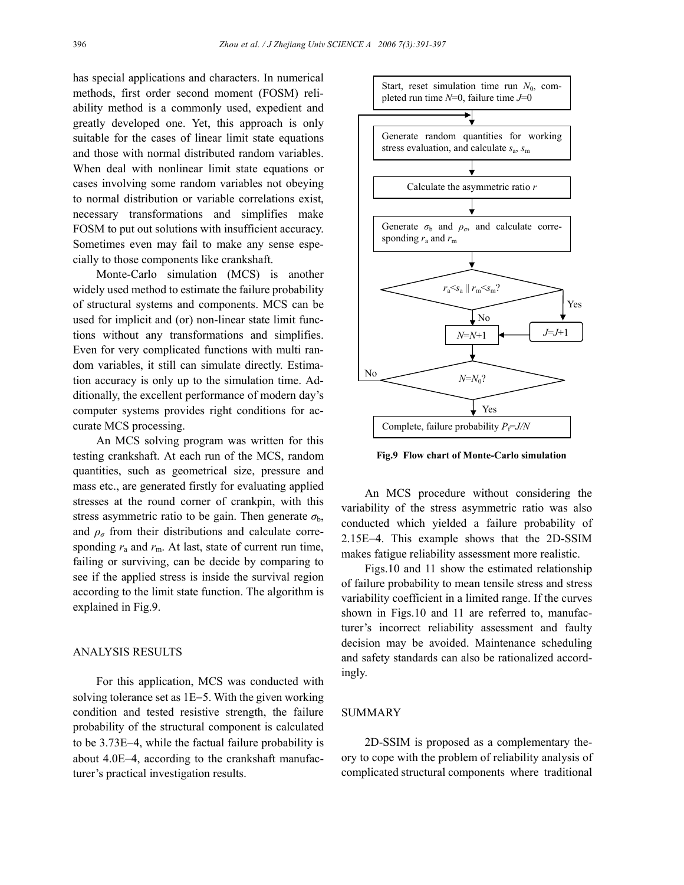has special applications and characters. In numerical methods, first order second moment (FOSM) reliability method is a commonly used, expedient and greatly developed one. Yet, this approach is only suitable for the cases of linear limit state equations and those with normal distributed random variables. When deal with nonlinear limit state equations or cases involving some random variables not obeying to normal distribution or variable correlations exist, necessary transformations and simplifies make FOSM to put out solutions with insufficient accuracy. Sometimes even may fail to make any sense especially to those components like crankshaft.

Monte-Carlo simulation (MCS) is another widely used method to estimate the failure probability of structural systems and components. MCS can be used for implicit and (or) non-linear state limit functions without any transformations and simplifies. Even for very complicated functions with multi random variables, it still can simulate directly. Estimation accuracy is only up to the simulation time. Additionally, the excellent performance of modern day's computer systems provides right conditions for accurate MCS processing.

An MCS solving program was written for this testing crankshaft. At each run of the MCS, random quantities, such as geometrical size, pressure and mass etc., are generated firstly for evaluating applied stresses at the round corner of crankpin, with this stress asymmetric ratio to be gain. Then generate $\sigma_b$, and $\rho_\sigma$ from their distributions and calculate corresponding $r_a$ and $r_m$. At last, state of current run time, failing or surviving, can be decide by comparing to see if the applied stress is inside the survival region according to the limit state function. The algorithm is explained in Fig.9.

Start, reset simulation time run $N_0$, completed run time $N$=0, failure time $J$=0

Generate random quantities for working stress evaluation, and calculate $s_a$, $s_m$

Calculate the asymmetric ratio $r$

Generate $\sigma_b$ and $\rho_\sigma$, and calculate corresponding $r_a$ and $r_m$

$r_a < s_a \,||\, r_m < s_m$?

Yes → $J$=$J$+1

No → $N$=$N$+1

$N$=$N_0$?

No → (return to generate random quantities)

Yes → Complete, failure probability $P_f$=$J/N$

**Fig.9 Flow chart of Monte-Carlo simulation**

## ANALYSIS RESULTS

For this application, MCS was conducted with solving tolerance set as 1E−5. With the given working condition and tested resistive strength, the failure probability of the structural component is calculated to be 3.73E−4, while the factual failure probability is about 4.0E−4, according to the crankshaft manufacturer's practical investigation results.

An MCS procedure without considering the variability of the stress asymmetric ratio was also conducted which yielded a failure probability of 2.15E−4. This example shows that the 2D-SSIM makes fatigue reliability assessment more realistic.

Figs.10 and 11 show the estimated relationship of failure probability to mean tensile stress and stress variability coefficient in a limited range. If the curves shown in Figs.10 and 11 are referred to, manufacturer's incorrect reliability assessment and faulty decision may be avoided. Maintenance scheduling and safety standards can also be rationalized accordingly.

## SUMMARY

2D-SSIM is proposed as a complementary theory to cope with the problem of reliability analysis of complicated structural components where traditional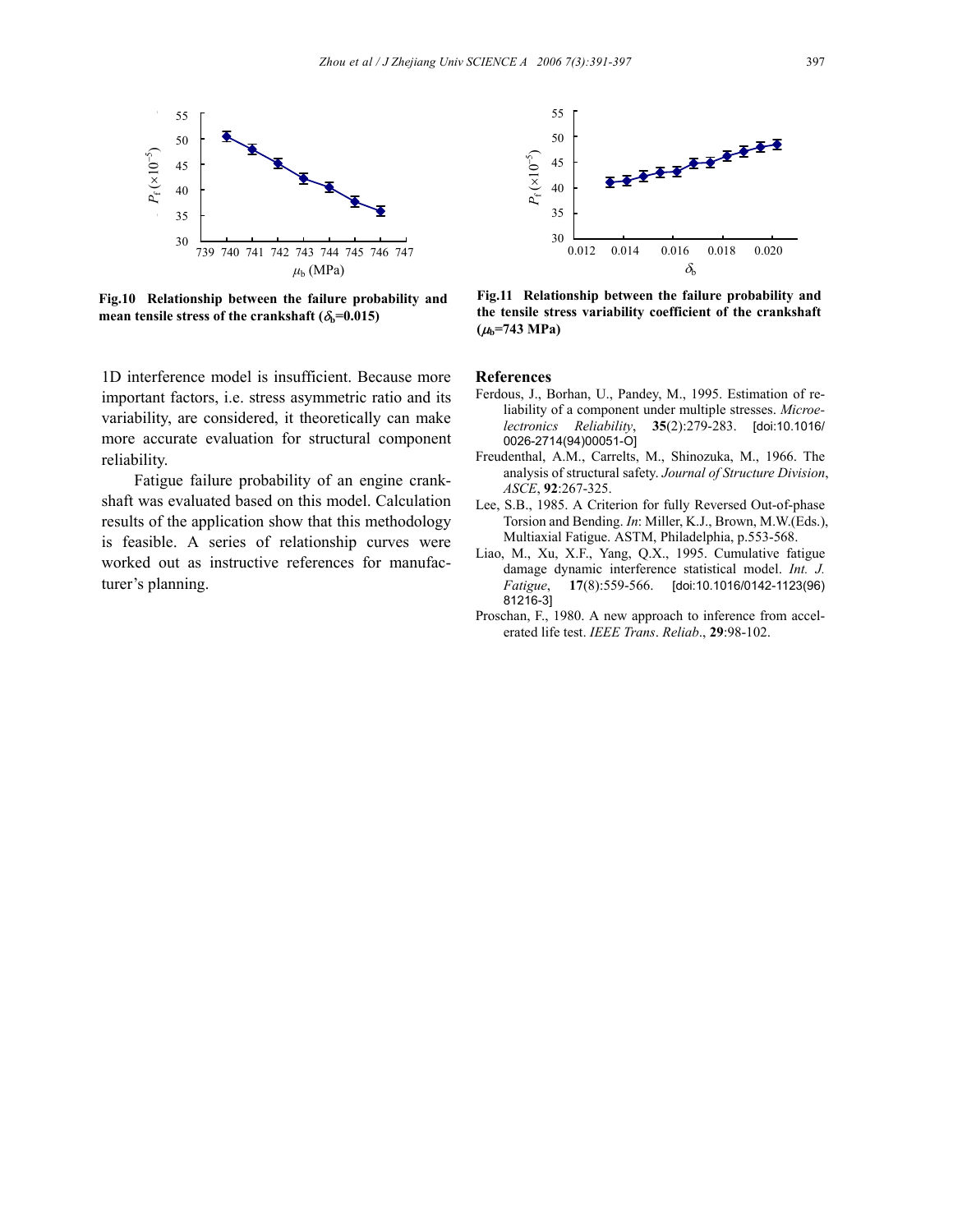55
50
45
40
35
30
739 740 741 742 743 744 745 746 747
$P_f$ ($\times 10^{-5}$)
$\mu_b$ (MPa)

**Fig.10 Relationship between the failure probability and mean tensile stress of the crankshaft ($\delta_b$=0.015)**

55
50
45
40
35
30
0.012 0.014 0.016 0.018 0.020
$P_f$ ($\times 10^{-5}$)
$\delta_b$

**Fig.11 Relationship between the failure probability and the tensile stress variability coefficient of the crankshaft ($\mu_b$=743 MPa)**

1D interference model is insufficient. Because more important factors, i.e. stress asymmetric ratio and its variability, are considered, it theoretically can make more accurate evaluation for structural component reliability.

Fatigue failure probability of an engine crankshaft was evaluated based on this model. Calculation results of the application show that this methodology is feasible. A series of relationship curves were worked out as instructive references for manufacturer's planning.

## References

Ferdous, J., Borhan, U., Pandey, M., 1995. Estimation of reliability of a component under multiple stresses. *Microelectronics Reliability*, **35**(2):279-283. [doi:10.1016/0026-2714(94)00051-O]

Freudenthal, A.M., Carrelts, M., Shinozuka, M., 1966. The analysis of structural safety. *Journal of Structure Division*, *ASCE*, **92**:267-325.

Lee, S.B., 1985. A Criterion for fully Reversed Out-of-phase Torsion and Bending. *In*: Miller, K.J., Brown, M.W.(Eds.), Multiaxial Fatigue. ASTM, Philadelphia, p.553-568.

Liao, M., Xu, X.F., Yang, Q.X., 1995. Cumulative fatigue damage dynamic interference statistical model. *Int. J. Fatigue*, **17**(8):559-566. [doi:10.1016/0142-1123(96)81216-3]

Proschan, F., 1980. A new approach to inference from accelerated life test. *IEEE Trans*. *Reliab*., **29**:98-102.